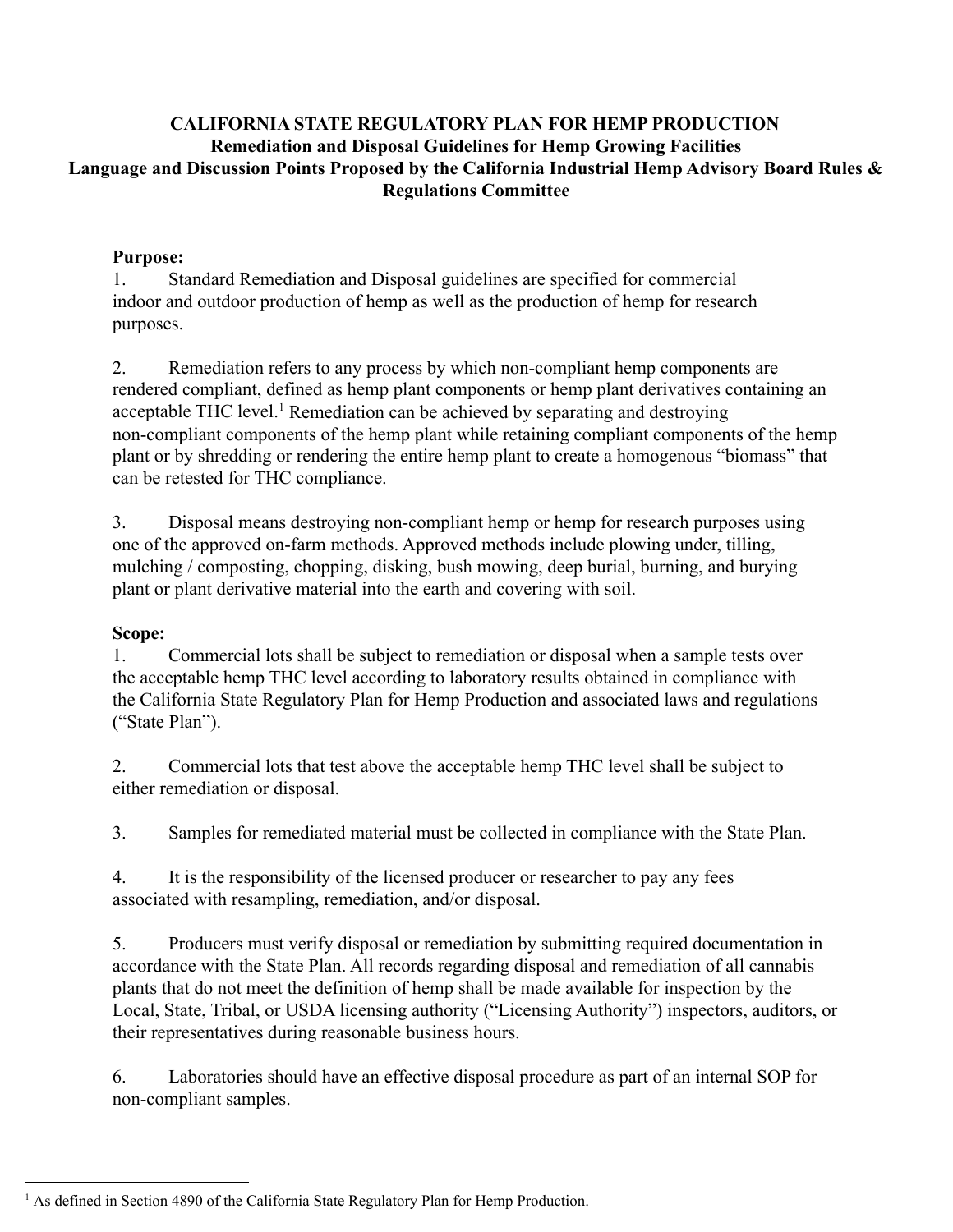# CALIFORNIA STATE REGULATORY PLAN FOR HEMP PRODUCTION

## Remediation and Disposal Guidelines for Hemp Growing Facilities

## Language and Discussion Points Proposed by the California Industrial Hemp Advisory Board Rules & Regulations Committee

**Purpose:**

1. Standard Remediation and Disposal guidelines are specified for commercial indoor and outdoor production of hemp as well as the production of hemp for research purposes.

2. Remediation refers to any process by which non-compliant hemp components are rendered compliant, defined as hemp plant components or hemp plant derivatives containing an acceptable THC level.[1] Remediation can be achieved by separating and destroying non-compliant components of the hemp plant while retaining compliant components of the hemp plant or by shredding or rendering the entire hemp plant to create a homogenous "biomass" that can be retested for THC compliance.

3. Disposal means destroying non-compliant hemp or hemp for research purposes using one of the approved on-farm methods. Approved methods include plowing under, tilling, mulching / composting, chopping, disking, bush mowing, deep burial, burning, and burying plant or plant derivative material into the earth and covering with soil.

**Scope:**

1. Commercial lots shall be subject to remediation or disposal when a sample tests over the acceptable hemp THC level according to laboratory results obtained in compliance with the California State Regulatory Plan for Hemp Production and associated laws and regulations ("State Plan").

2. Commercial lots that test above the acceptable hemp THC level shall be subject to either remediation or disposal.

3. Samples for remediated material must be collected in compliance with the State Plan.

4. It is the responsibility of the licensed producer or researcher to pay any fees associated with resampling, remediation, and/or disposal.

5. Producers must verify disposal or remediation by submitting required documentation in accordance with the State Plan. All records regarding disposal and remediation of all cannabis plants that do not meet the definition of hemp shall be made available for inspection by the Local, State, Tribal, or USDA licensing authority ("Licensing Authority") inspectors, auditors, or their representatives during reasonable business hours.

6. Laboratories should have an effective disposal procedure as part of an internal SOP for non-compliant samples.

---

[1] As defined in Section 4890 of the California State Regulatory Plan for Hemp Production.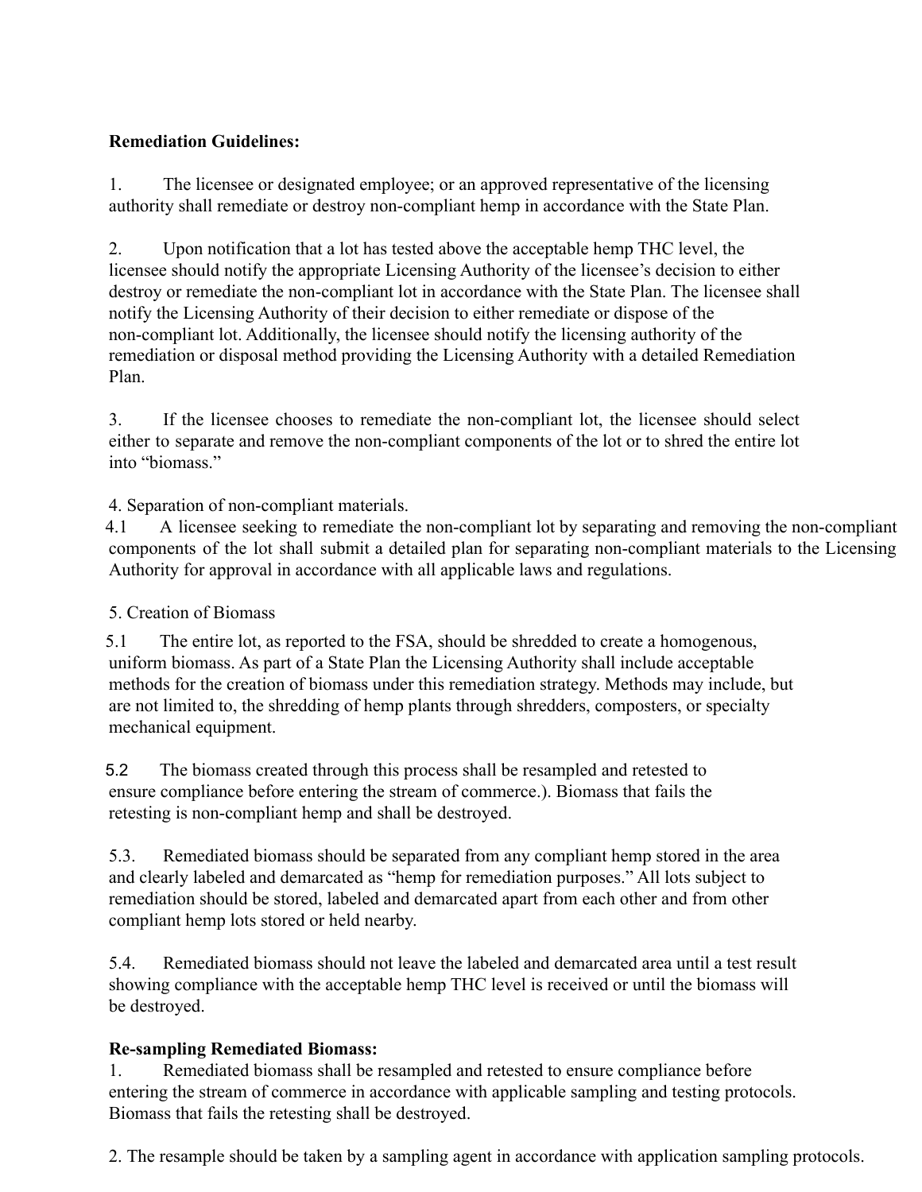**Remediation Guidelines:**

1. The licensee or designated employee; or an approved representative of the licensing authority shall remediate or destroy non-compliant hemp in accordance with the State Plan.

2. Upon notification that a lot has tested above the acceptable hemp THC level, the licensee should notify the appropriate Licensing Authority of the licensee's decision to either destroy or remediate the non-compliant lot in accordance with the State Plan. The licensee shall notify the Licensing Authority of their decision to either remediate or dispose of the non-compliant lot. Additionally, the licensee should notify the licensing authority of the remediation or disposal method providing the Licensing Authority with a detailed Remediation Plan.

3. If the licensee chooses to remediate the non-compliant lot, the licensee should select either to separate and remove the non-compliant components of the lot or to shred the entire lot into "biomass."

4. Separation of non-compliant materials.

4.1 A licensee seeking to remediate the non-compliant lot by separating and removing the non-compliant components of the lot shall submit a detailed plan for separating non-compliant materials to the Licensing Authority for approval in accordance with all applicable laws and regulations.

5. Creation of Biomass

5.1 The entire lot, as reported to the FSA, should be shredded to create a homogenous, uniform biomass. As part of a State Plan the Licensing Authority shall include acceptable methods for the creation of biomass under this remediation strategy. Methods may include, but are not limited to, the shredding of hemp plants through shredders, composters, or specialty mechanical equipment.

5.2 The biomass created through this process shall be resampled and retested to ensure compliance before entering the stream of commerce.). Biomass that fails the retesting is non-compliant hemp and shall be destroyed.

5.3. Remediated biomass should be separated from any compliant hemp stored in the area and clearly labeled and demarcated as "hemp for remediation purposes." All lots subject to remediation should be stored, labeled and demarcated apart from each other and from other compliant hemp lots stored or held nearby.

5.4. Remediated biomass should not leave the labeled and demarcated area until a test result showing compliance with the acceptable hemp THC level is received or until the biomass will be destroyed.

**Re-sampling Remediated Biomass:**

1. Remediated biomass shall be resampled and retested to ensure compliance before entering the stream of commerce in accordance with applicable sampling and testing protocols. Biomass that fails the retesting shall be destroyed.

2. The resample should be taken by a sampling agent in accordance with application sampling protocols.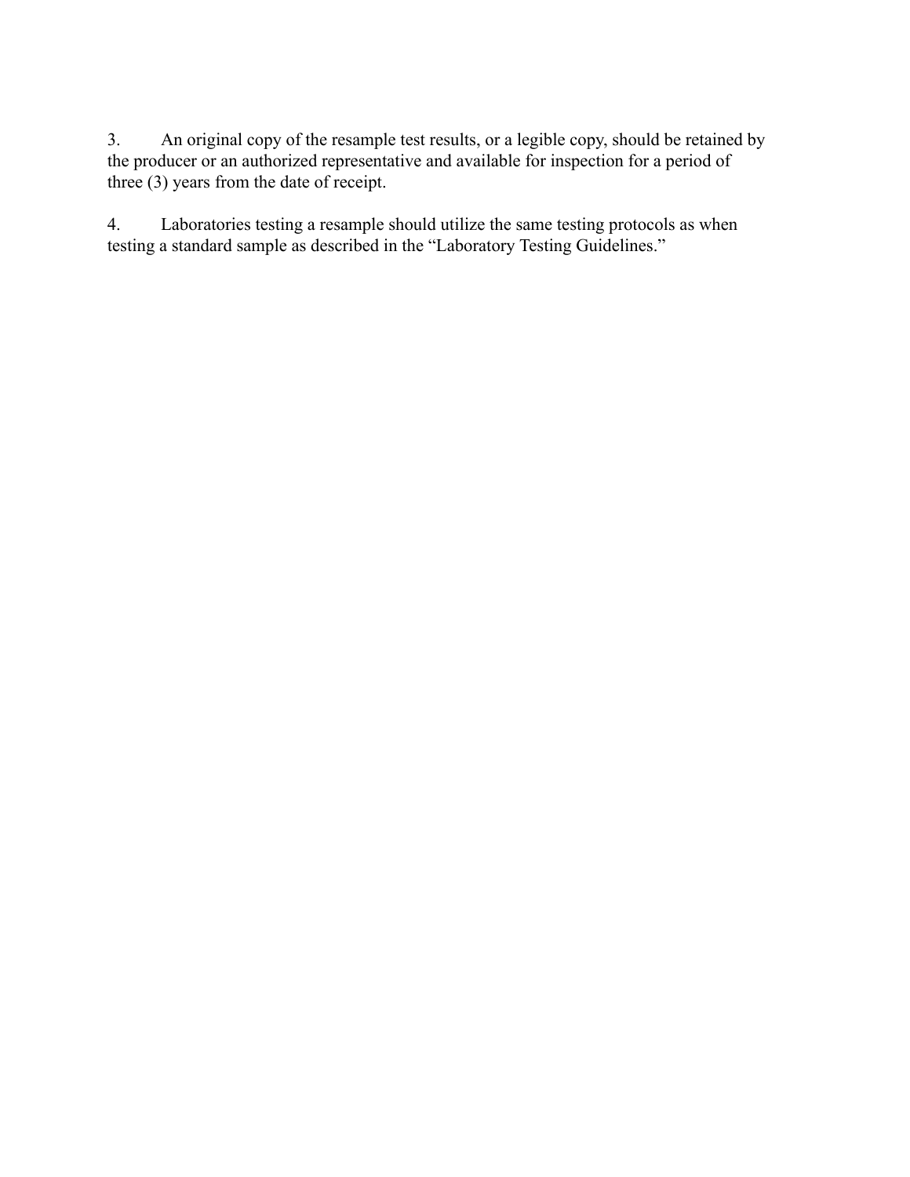3. An original copy of the resample test results, or a legible copy, should be retained by the producer or an authorized representative and available for inspection for a period of three (3) years from the date of receipt.

4. Laboratories testing a resample should utilize the same testing protocols as when testing a standard sample as described in the "Laboratory Testing Guidelines."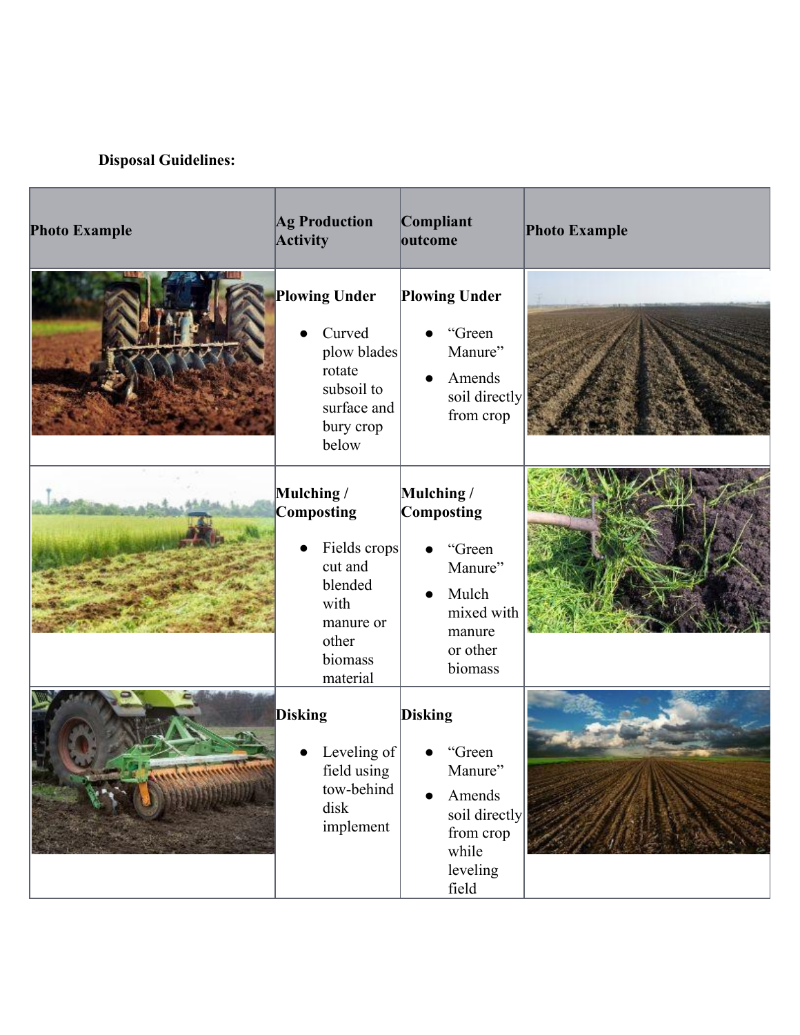**Disposal Guidelines:**

| Photo Example | Ag Production Activity | Compliant outcome | Photo Example |
|---|---|---|---|
| | **Plowing Under**<br>• Curved plow blades rotate subsoil to surface and bury crop below | **Plowing Under**<br>• "Green Manure"<br>• Amends soil directly from crop | |
| | **Mulching / Composting**<br>• Fields crops cut and blended with manure or other biomass material | **Mulching / Composting**<br>• "Green Manure"<br>• Mulch mixed with manure or other biomass | |
| | **Disking**<br>• Leveling of field using tow-behind disk implement | **Disking**<br>• "Green Manure"<br>• Amends soil directly from crop while leveling field | |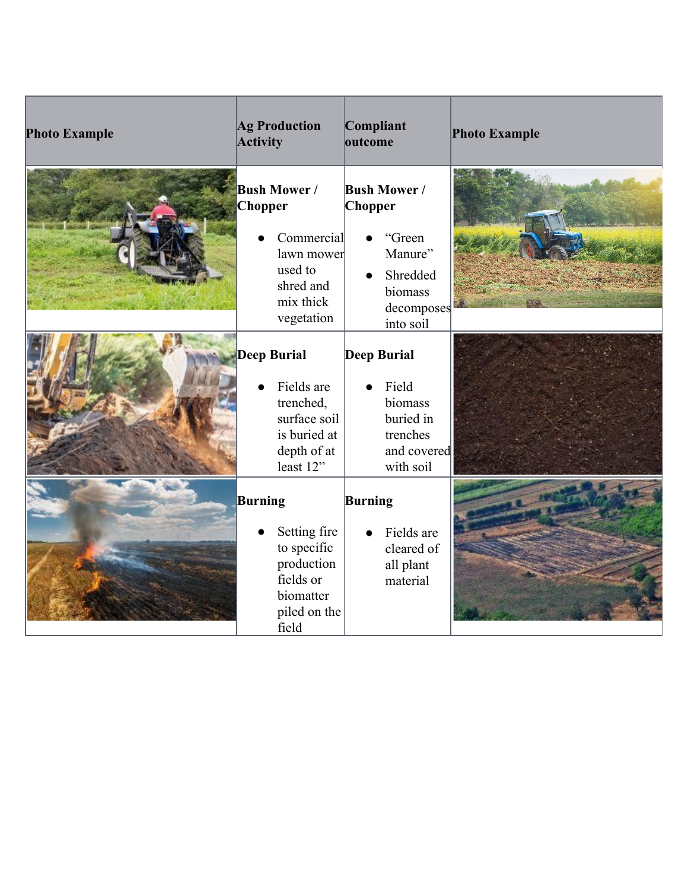| Photo Example | Ag Production Activity | Compliant outcome | Photo Example |
| --- | --- | --- | --- |
| | **Bush Mower / Chopper**<br>• Commercial lawn mower used to shred and mix thick vegetation | **Bush Mower / Chopper**<br>• "Green Manure"<br>• Shredded biomass decomposes into soil | |
| | **Deep Burial**<br>• Fields are trenched, surface soil is buried at depth of at least 12" | **Deep Burial**<br>• Field biomass buried in trenches and covered with soil | |
| | **Burning**<br>• Setting fire to specific production fields or biomatter piled on the field | **Burning**<br>• Fields are cleared of all plant material | |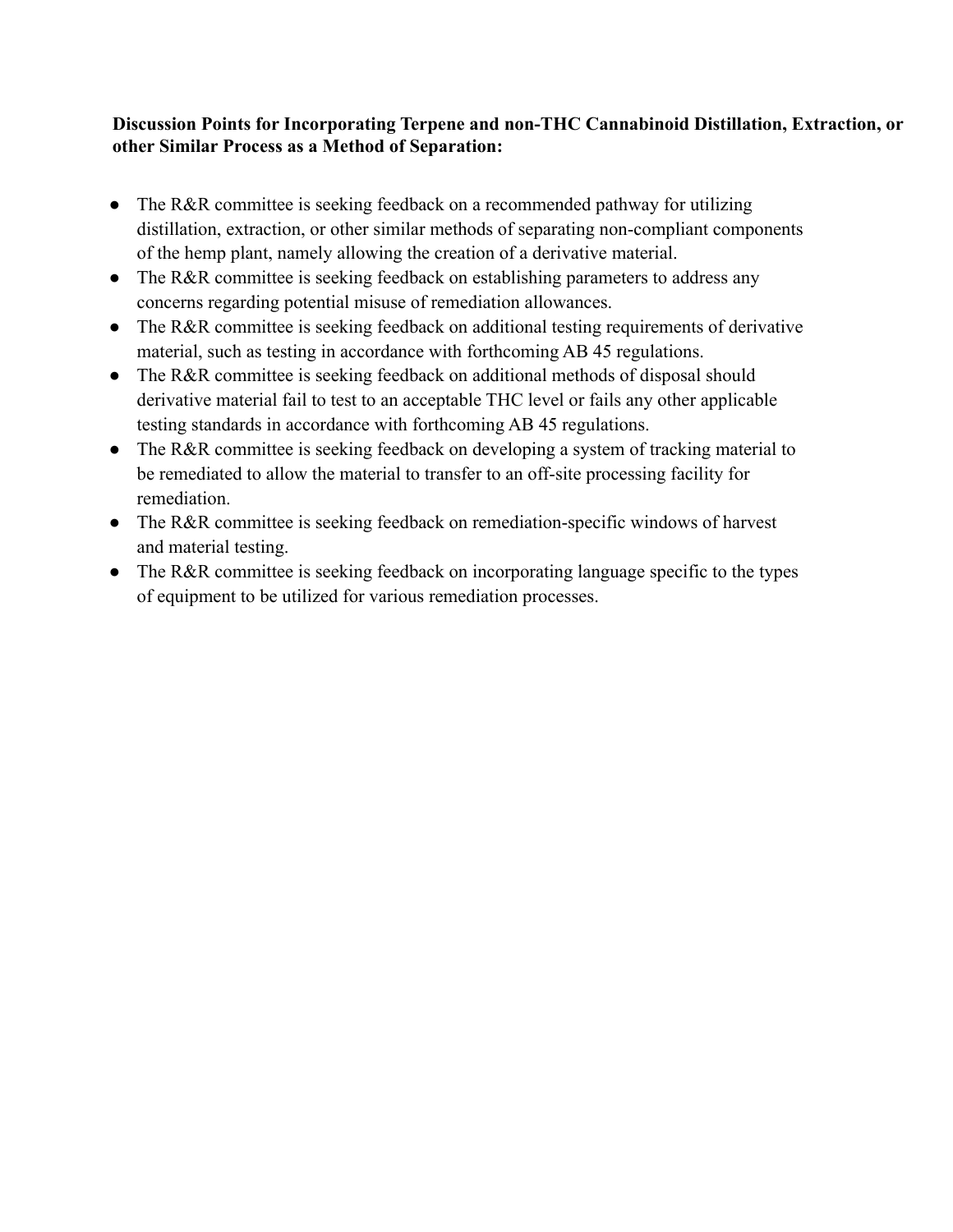**Discussion Points for Incorporating Terpene and non-THC Cannabinoid Distillation, Extraction, or other Similar Process as a Method of Separation:**

- The R&R committee is seeking feedback on a recommended pathway for utilizing distillation, extraction, or other similar methods of separating non-compliant components of the hemp plant, namely allowing the creation of a derivative material.
- The R&R committee is seeking feedback on establishing parameters to address any concerns regarding potential misuse of remediation allowances.
- The R&R committee is seeking feedback on additional testing requirements of derivative material, such as testing in accordance with forthcoming AB 45 regulations.
- The R&R committee is seeking feedback on additional methods of disposal should derivative material fail to test to an acceptable THC level or fails any other applicable testing standards in accordance with forthcoming AB 45 regulations.
- The R&R committee is seeking feedback on developing a system of tracking material to be remediated to allow the material to transfer to an off-site processing facility for remediation.
- The R&R committee is seeking feedback on remediation-specific windows of harvest and material testing.
- The R&R committee is seeking feedback on incorporating language specific to the types of equipment to be utilized for various remediation processes.